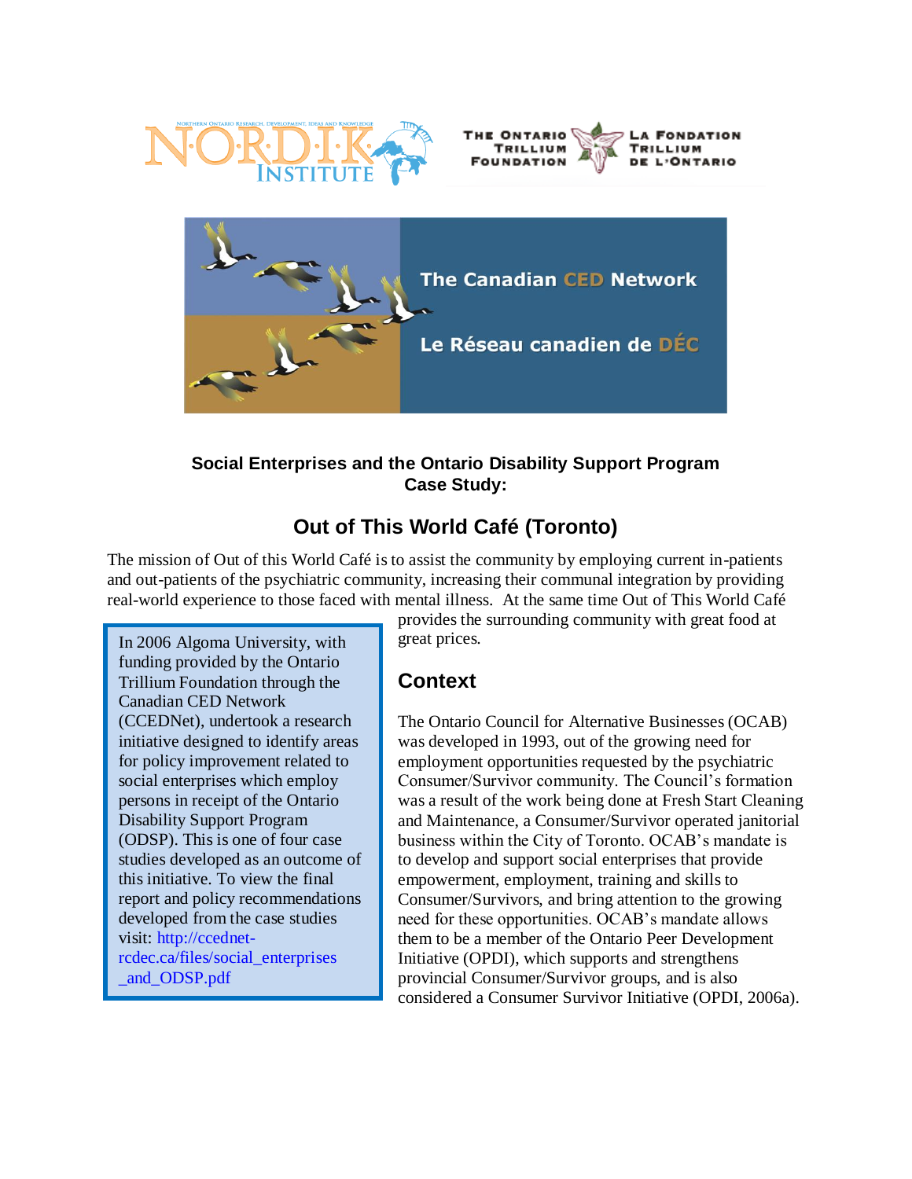**Social Enterprises and the Ontario Disability Support Program Case Study:**

## Out of This World Café (Toronto)

The mission of Out of this World Café is to assist the community by employing current in-patients and out-patients of the psychiatric community, increasing their communal integration by providing real-world experience to those faced with mental illness. At the same time Out of This World Café provides the surrounding community with great food at great prices.

> In 2006 Algoma University, with funding provided by the Ontario Trillium Foundation through the Canadian CED Network (CCEDNet), undertook a research initiative designed to identify areas for policy improvement related to social enterprises which employ persons in receipt of the Ontario Disability Support Program (ODSP). This is one of four case studies developed as an outcome of this initiative. To view the final report and policy recommendations developed from the case studies visit: http://ccednet-rcdec.ca/files/social_enterprises_and_ODSP.pdf

## Context

The Ontario Council for Alternative Businesses (OCAB) was developed in 1993, out of the growing need for employment opportunities requested by the psychiatric Consumer/Survivor community. The Council's formation was a result of the work being done at Fresh Start Cleaning and Maintenance, a Consumer/Survivor operated janitorial business within the City of Toronto. OCAB's mandate is to develop and support social enterprises that provide empowerment, employment, training and skills to Consumer/Survivors, and bring attention to the growing need for these opportunities. OCAB's mandate allows them to be a member of the Ontario Peer Development Initiative (OPDI), which supports and strengthens provincial Consumer/Survivor groups, and is also considered a Consumer Survivor Initiative (OPDI, 2006a).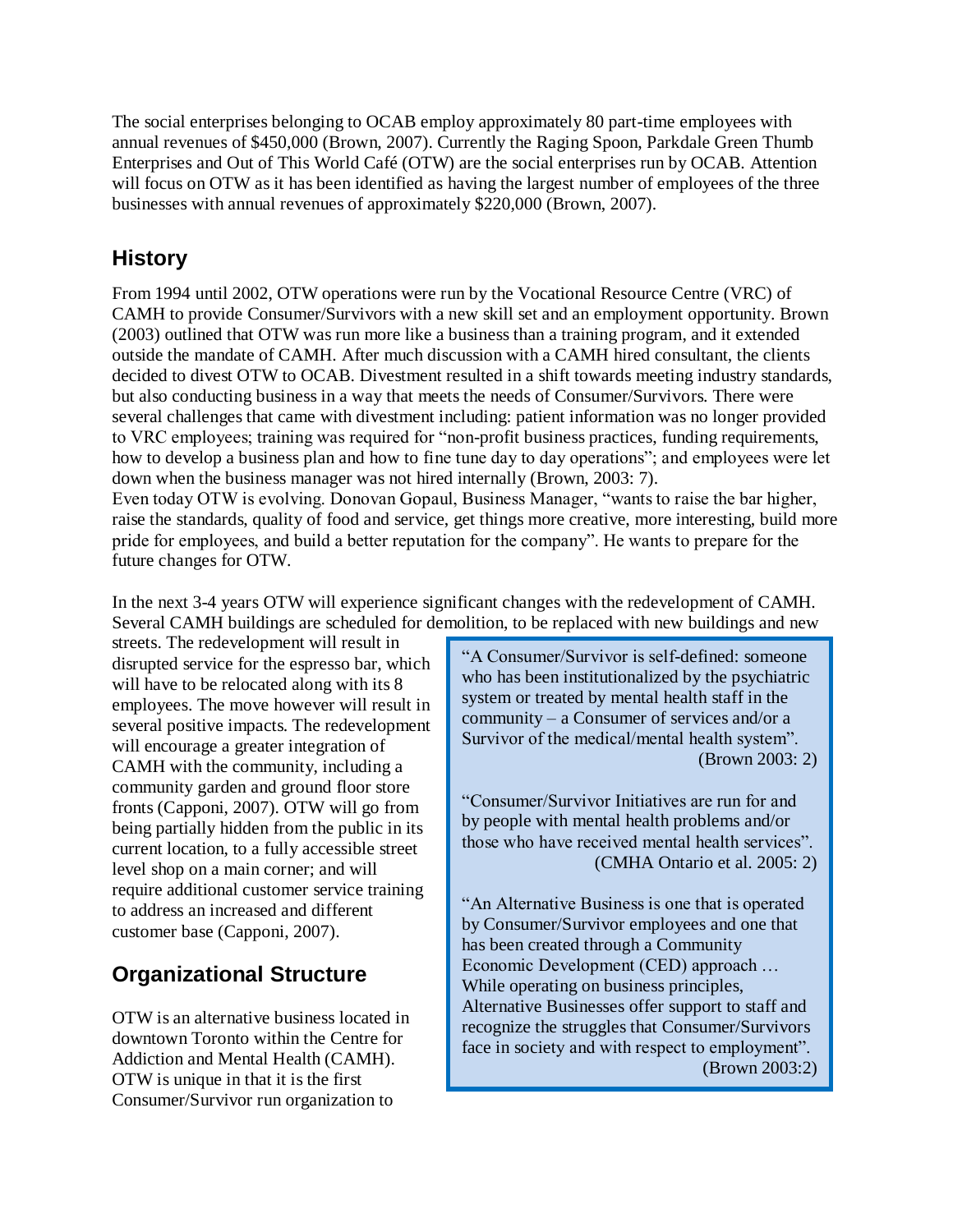The social enterprises belonging to OCAB employ approximately 80 part-time employees with annual revenues of $450,000 (Brown, 2007). Currently the Raging Spoon, Parkdale Green Thumb Enterprises and Out of This World Café (OTW) are the social enterprises run by OCAB. Attention will focus on OTW as it has been identified as having the largest number of employees of the three businesses with annual revenues of approximately $220,000 (Brown, 2007).

## History

From 1994 until 2002, OTW operations were run by the Vocational Resource Centre (VRC) of CAMH to provide Consumer/Survivors with a new skill set and an employment opportunity. Brown (2003) outlined that OTW was run more like a business than a training program, and it extended outside the mandate of CAMH. After much discussion with a CAMH hired consultant, the clients decided to divest OTW to OCAB. Divestment resulted in a shift towards meeting industry standards, but also conducting business in a way that meets the needs of Consumer/Survivors. There were several challenges that came with divestment including: patient information was no longer provided to VRC employees; training was required for "non-profit business practices, funding requirements, how to develop a business plan and how to fine tune day to day operations"; and employees were let down when the business manager was not hired internally (Brown, 2003: 7).

Even today OTW is evolving. Donovan Gopaul, Business Manager, "wants to raise the bar higher, raise the standards, quality of food and service, get things more creative, more interesting, build more pride for employees, and build a better reputation for the company". He wants to prepare for the future changes for OTW.

In the next 3-4 years OTW will experience significant changes with the redevelopment of CAMH. Several CAMH buildings are scheduled for demolition, to be replaced with new buildings and new streets. The redevelopment will result in disrupted service for the espresso bar, which will have to be relocated along with its 8 employees. The move however will result in several positive impacts. The redevelopment will encourage a greater integration of CAMH with the community, including a community garden and ground floor store fronts (Capponi, 2007). OTW will go from being partially hidden from the public in its current location, to a fully accessible street level shop on a main corner; and will require additional customer service training to address an increased and different customer base (Capponi, 2007).

> "A Consumer/Survivor is self-defined: someone who has been institutionalized by the psychiatric system or treated by mental health staff in the community – a Consumer of services and/or a Survivor of the medical/mental health system". (Brown 2003: 2)
>
> "Consumer/Survivor Initiatives are run for and by people with mental health problems and/or those who have received mental health services". (CMHA Ontario et al. 2005: 2)
>
> "An Alternative Business is one that is operated by Consumer/Survivor employees and one that has been created through a Community Economic Development (CED) approach … While operating on business principles, Alternative Businesses offer support to staff and recognize the struggles that Consumer/Survivors face in society and with respect to employment". (Brown 2003:2)

## Organizational Structure

OTW is an alternative business located in downtown Toronto within the Centre for Addiction and Mental Health (CAMH). OTW is unique in that it is the first Consumer/Survivor run organization to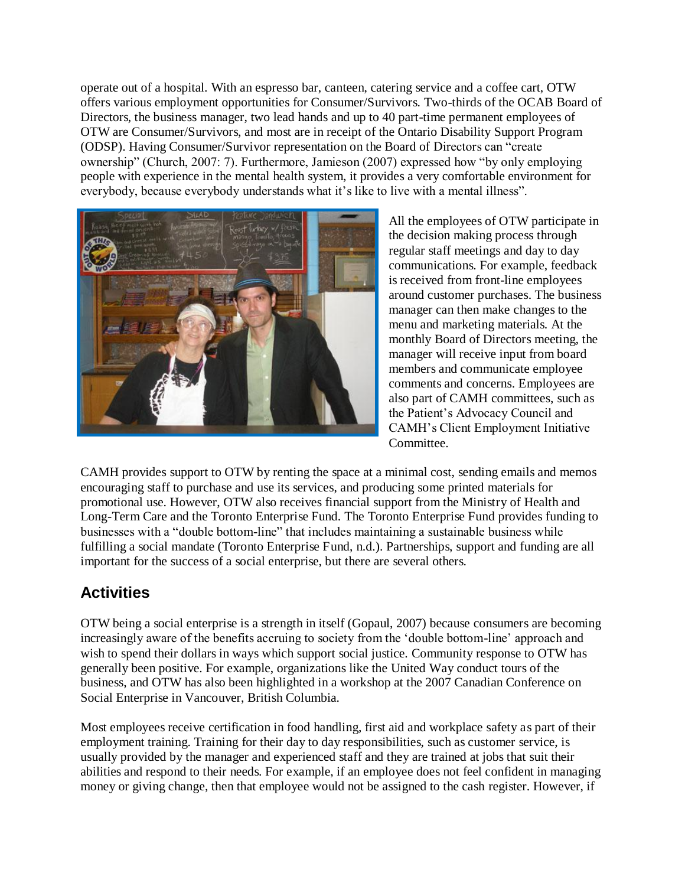operate out of a hospital. With an espresso bar, canteen, catering service and a coffee cart, OTW offers various employment opportunities for Consumer/Survivors. Two-thirds of the OCAB Board of Directors, the business manager, two lead hands and up to 40 part-time permanent employees of OTW are Consumer/Survivors, and most are in receipt of the Ontario Disability Support Program (ODSP). Having Consumer/Survivor representation on the Board of Directors can "create ownership" (Church, 2007: 7). Furthermore, Jamieson (2007) expressed how "by only employing people with experience in the mental health system, it provides a very comfortable environment for everybody, because everybody understands what it's like to live with a mental illness".

All the employees of OTW participate in the decision making process through regular staff meetings and day to day communications. For example, feedback is received from front-line employees around customer purchases. The business manager can then make changes to the menu and marketing materials. At the monthly Board of Directors meeting, the manager will receive input from board members and communicate employee comments and concerns. Employees are also part of CAMH committees, such as the Patient's Advocacy Council and CAMH's Client Employment Initiative Committee.

CAMH provides support to OTW by renting the space at a minimal cost, sending emails and memos encouraging staff to purchase and use its services, and producing some printed materials for promotional use. However, OTW also receives financial support from the Ministry of Health and Long-Term Care and the Toronto Enterprise Fund. The Toronto Enterprise Fund provides funding to businesses with a "double bottom-line" that includes maintaining a sustainable business while fulfilling a social mandate (Toronto Enterprise Fund, n.d.). Partnerships, support and funding are all important for the success of a social enterprise, but there are several others.

## Activities

OTW being a social enterprise is a strength in itself (Gopaul, 2007) because consumers are becoming increasingly aware of the benefits accruing to society from the 'double bottom-line' approach and wish to spend their dollars in ways which support social justice. Community response to OTW has generally been positive. For example, organizations like the United Way conduct tours of the business, and OTW has also been highlighted in a workshop at the 2007 Canadian Conference on Social Enterprise in Vancouver, British Columbia.

Most employees receive certification in food handling, first aid and workplace safety as part of their employment training. Training for their day to day responsibilities, such as customer service, is usually provided by the manager and experienced staff and they are trained at jobs that suit their abilities and respond to their needs. For example, if an employee does not feel confident in managing money or giving change, then that employee would not be assigned to the cash register. However, if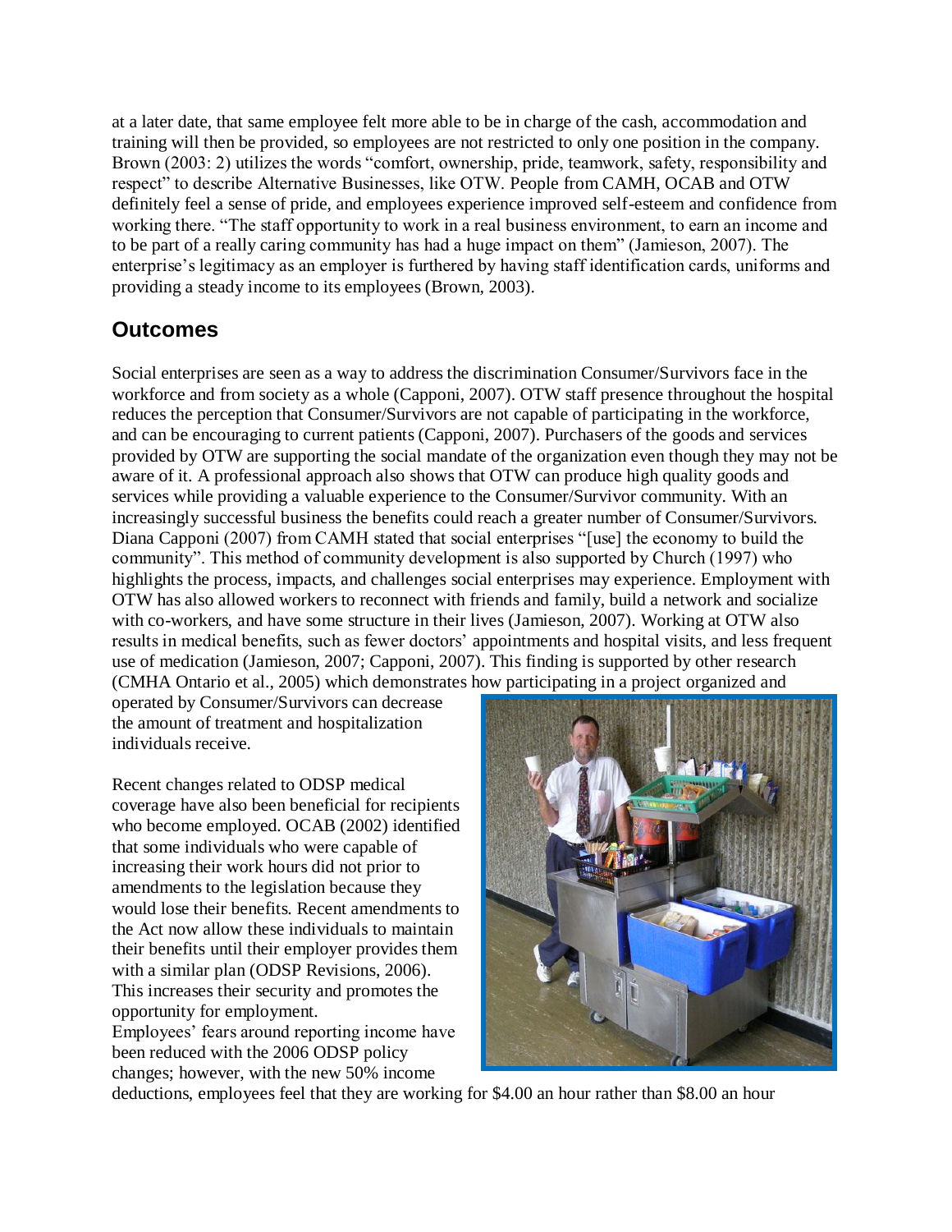at a later date, that same employee felt more able to be in charge of the cash, accommodation and training will then be provided, so employees are not restricted to only one position in the company. Brown (2003: 2) utilizes the words "comfort, ownership, pride, teamwork, safety, responsibility and respect" to describe Alternative Businesses, like OTW. People from CAMH, OCAB and OTW definitely feel a sense of pride, and employees experience improved self-esteem and confidence from working there. "The staff opportunity to work in a real business environment, to earn an income and to be part of a really caring community has had a huge impact on them" (Jamieson, 2007). The enterprise's legitimacy as an employer is furthered by having staff identification cards, uniforms and providing a steady income to its employees (Brown, 2003).

## Outcomes

Social enterprises are seen as a way to address the discrimination Consumer/Survivors face in the workforce and from society as a whole (Capponi, 2007). OTW staff presence throughout the hospital reduces the perception that Consumer/Survivors are not capable of participating in the workforce, and can be encouraging to current patients (Capponi, 2007). Purchasers of the goods and services provided by OTW are supporting the social mandate of the organization even though they may not be aware of it. A professional approach also shows that OTW can produce high quality goods and services while providing a valuable experience to the Consumer/Survivor community. With an increasingly successful business the benefits could reach a greater number of Consumer/Survivors. Diana Capponi (2007) from CAMH stated that social enterprises "[use] the economy to build the community". This method of community development is also supported by Church (1997) who highlights the process, impacts, and challenges social enterprises may experience. Employment with OTW has also allowed workers to reconnect with friends and family, build a network and socialize with co-workers, and have some structure in their lives (Jamieson, 2007). Working at OTW also results in medical benefits, such as fewer doctors' appointments and hospital visits, and less frequent use of medication (Jamieson, 2007; Capponi, 2007). This finding is supported by other research (CMHA Ontario et al., 2005) which demonstrates how participating in a project organized and operated by Consumer/Survivors can decrease the amount of treatment and hospitalization individuals receive.

Recent changes related to ODSP medical coverage have also been beneficial for recipients who become employed. OCAB (2002) identified that some individuals who were capable of increasing their work hours did not prior to amendments to the legislation because they would lose their benefits. Recent amendments to the Act now allow these individuals to maintain their benefits until their employer provides them with a similar plan (ODSP Revisions, 2006). This increases their security and promotes the opportunity for employment.

Employees' fears around reporting income have been reduced with the 2006 ODSP policy changes; however, with the new 50% income deductions, employees feel that they are working for $4.00 an hour rather than $8.00 an hour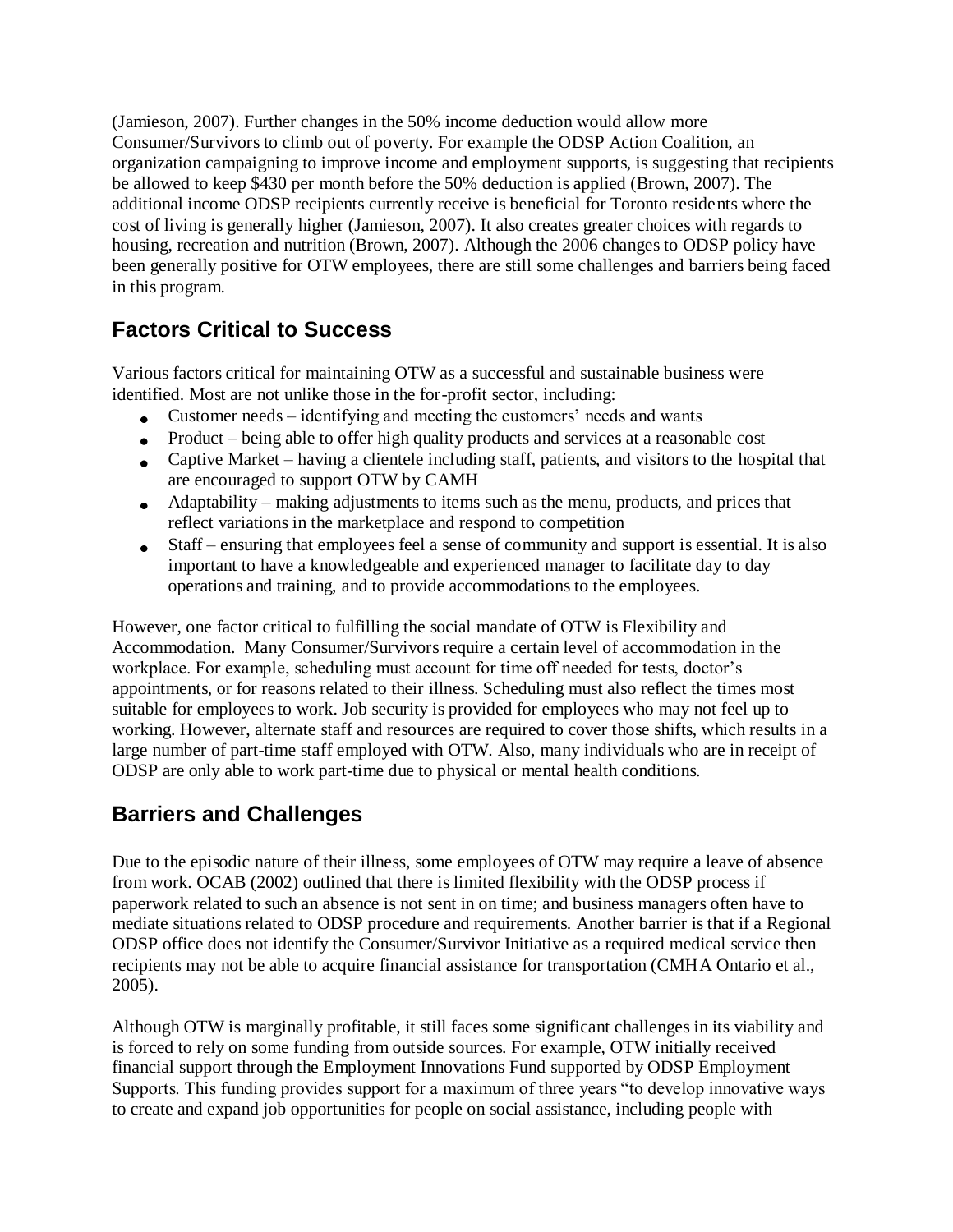(Jamieson, 2007). Further changes in the 50% income deduction would allow more Consumer/Survivors to climb out of poverty. For example the ODSP Action Coalition, an organization campaigning to improve income and employment supports, is suggesting that recipients be allowed to keep $430 per month before the 50% deduction is applied (Brown, 2007). The additional income ODSP recipients currently receive is beneficial for Toronto residents where the cost of living is generally higher (Jamieson, 2007). It also creates greater choices with regards to housing, recreation and nutrition (Brown, 2007). Although the 2006 changes to ODSP policy have been generally positive for OTW employees, there are still some challenges and barriers being faced in this program.

## Factors Critical to Success

Various factors critical for maintaining OTW as a successful and sustainable business were identified. Most are not unlike those in the for-profit sector, including:

- Customer needs – identifying and meeting the customers' needs and wants
- Product – being able to offer high quality products and services at a reasonable cost
- Captive Market – having a clientele including staff, patients, and visitors to the hospital that are encouraged to support OTW by CAMH
- Adaptability – making adjustments to items such as the menu, products, and prices that reflect variations in the marketplace and respond to competition
- Staff – ensuring that employees feel a sense of community and support is essential. It is also important to have a knowledgeable and experienced manager to facilitate day to day operations and training, and to provide accommodations to the employees.

However, one factor critical to fulfilling the social mandate of OTW is Flexibility and Accommodation. Many Consumer/Survivors require a certain level of accommodation in the workplace. For example, scheduling must account for time off needed for tests, doctor's appointments, or for reasons related to their illness. Scheduling must also reflect the times most suitable for employees to work. Job security is provided for employees who may not feel up to working. However, alternate staff and resources are required to cover those shifts, which results in a large number of part-time staff employed with OTW. Also, many individuals who are in receipt of ODSP are only able to work part-time due to physical or mental health conditions.

## Barriers and Challenges

Due to the episodic nature of their illness, some employees of OTW may require a leave of absence from work. OCAB (2002) outlined that there is limited flexibility with the ODSP process if paperwork related to such an absence is not sent in on time; and business managers often have to mediate situations related to ODSP procedure and requirements. Another barrier is that if a Regional ODSP office does not identify the Consumer/Survivor Initiative as a required medical service then recipients may not be able to acquire financial assistance for transportation (CMHA Ontario et al., 2005).

Although OTW is marginally profitable, it still faces some significant challenges in its viability and is forced to rely on some funding from outside sources. For example, OTW initially received financial support through the Employment Innovations Fund supported by ODSP Employment Supports. This funding provides support for a maximum of three years "to develop innovative ways to create and expand job opportunities for people on social assistance, including people with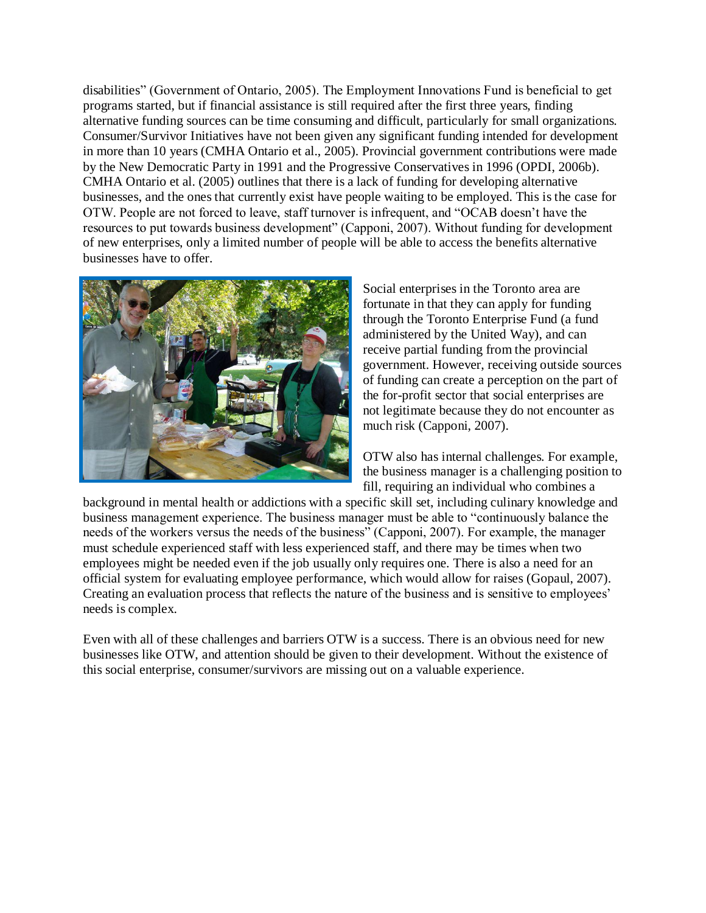disabilities" (Government of Ontario, 2005). The Employment Innovations Fund is beneficial to get programs started, but if financial assistance is still required after the first three years, finding alternative funding sources can be time consuming and difficult, particularly for small organizations. Consumer/Survivor Initiatives have not been given any significant funding intended for development in more than 10 years (CMHA Ontario et al., 2005). Provincial government contributions were made by the New Democratic Party in 1991 and the Progressive Conservatives in 1996 (OPDI, 2006b). CMHA Ontario et al. (2005) outlines that there is a lack of funding for developing alternative businesses, and the ones that currently exist have people waiting to be employed. This is the case for OTW. People are not forced to leave, staff turnover is infrequent, and "OCAB doesn't have the resources to put towards business development" (Capponi, 2007). Without funding for development of new enterprises, only a limited number of people will be able to access the benefits alternative businesses have to offer.

Social enterprises in the Toronto area are fortunate in that they can apply for funding through the Toronto Enterprise Fund (a fund administered by the United Way), and can receive partial funding from the provincial government. However, receiving outside sources of funding can create a perception on the part of the for-profit sector that social enterprises are not legitimate because they do not encounter as much risk (Capponi, 2007).

OTW also has internal challenges. For example, the business manager is a challenging position to fill, requiring an individual who combines a background in mental health or addictions with a specific skill set, including culinary knowledge and business management experience. The business manager must be able to "continuously balance the needs of the workers versus the needs of the business" (Capponi, 2007). For example, the manager must schedule experienced staff with less experienced staff, and there may be times when two employees might be needed even if the job usually only requires one. There is also a need for an official system for evaluating employee performance, which would allow for raises (Gopaul, 2007). Creating an evaluation process that reflects the nature of the business and is sensitive to employees' needs is complex.

Even with all of these challenges and barriers OTW is a success. There is an obvious need for new businesses like OTW, and attention should be given to their development. Without the existence of this social enterprise, consumer/survivors are missing out on a valuable experience.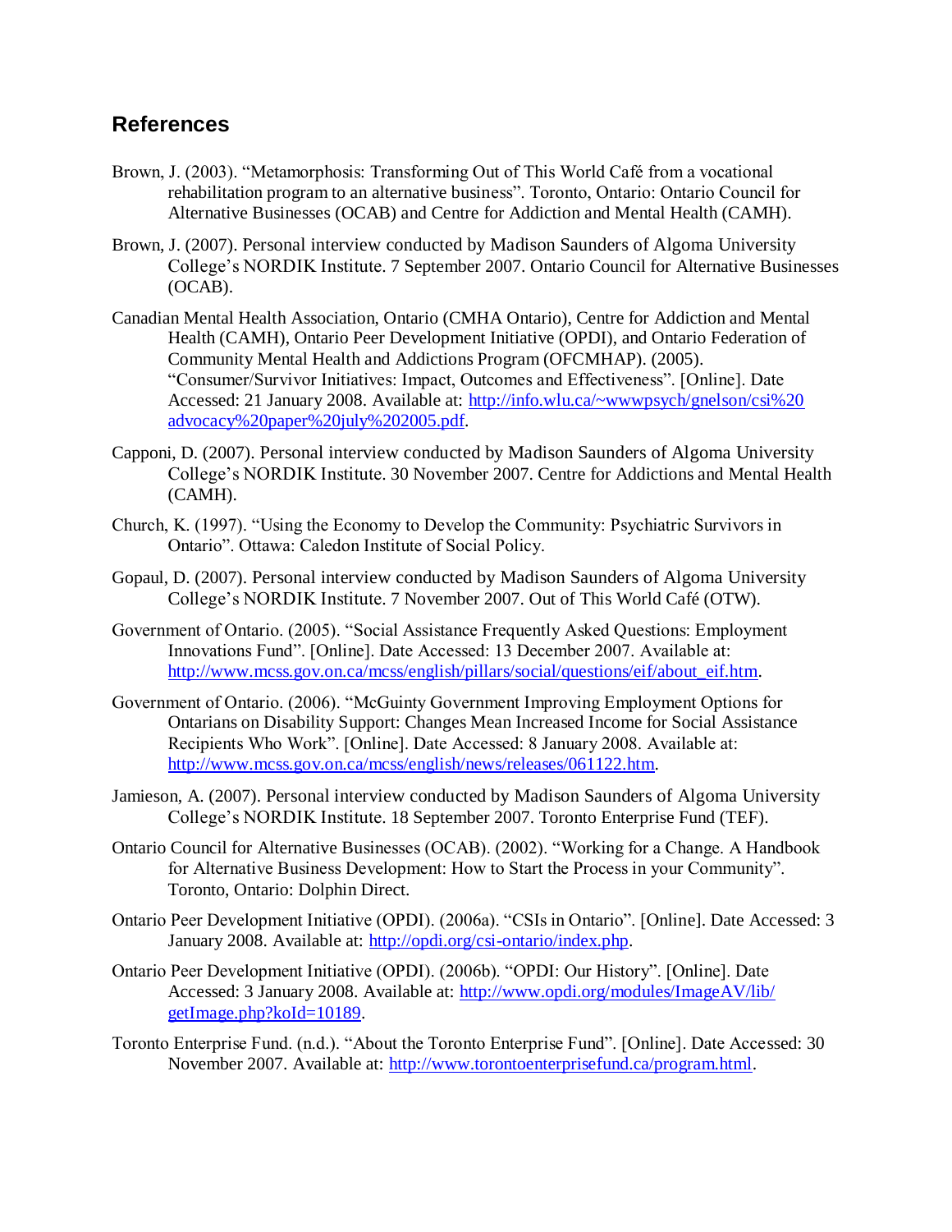## References

Brown, J. (2003). "Metamorphosis: Transforming Out of This World Café from a vocational rehabilitation program to an alternative business". Toronto, Ontario: Ontario Council for Alternative Businesses (OCAB) and Centre for Addiction and Mental Health (CAMH).

Brown, J. (2007). Personal interview conducted by Madison Saunders of Algoma University College's NORDIK Institute. 7 September 2007. Ontario Council for Alternative Businesses (OCAB).

Canadian Mental Health Association, Ontario (CMHA Ontario), Centre for Addiction and Mental Health (CAMH), Ontario Peer Development Initiative (OPDI), and Ontario Federation of Community Mental Health and Addictions Program (OFCMHAP). (2005). "Consumer/Survivor Initiatives: Impact, Outcomes and Effectiveness". [Online]. Date Accessed: 21 January 2008. Available at: http://info.wlu.ca/~wwwpsych/gnelson/csi%20advocacy%20paper%20july%202005.pdf.

Capponi, D. (2007). Personal interview conducted by Madison Saunders of Algoma University College's NORDIK Institute. 30 November 2007. Centre for Addictions and Mental Health (CAMH).

Church, K. (1997). "Using the Economy to Develop the Community: Psychiatric Survivors in Ontario". Ottawa: Caledon Institute of Social Policy.

Gopaul, D. (2007). Personal interview conducted by Madison Saunders of Algoma University College's NORDIK Institute. 7 November 2007. Out of This World Café (OTW).

Government of Ontario. (2005). "Social Assistance Frequently Asked Questions: Employment Innovations Fund". [Online]. Date Accessed: 13 December 2007. Available at: http://www.mcss.gov.on.ca/mcss/english/pillars/social/questions/eif/about_eif.htm.

Government of Ontario. (2006). "McGuinty Government Improving Employment Options for Ontarians on Disability Support: Changes Mean Increased Income for Social Assistance Recipients Who Work". [Online]. Date Accessed: 8 January 2008. Available at: http://www.mcss.gov.on.ca/mcss/english/news/releases/061122.htm.

Jamieson, A. (2007). Personal interview conducted by Madison Saunders of Algoma University College's NORDIK Institute. 18 September 2007. Toronto Enterprise Fund (TEF).

Ontario Council for Alternative Businesses (OCAB). (2002). "Working for a Change. A Handbook for Alternative Business Development: How to Start the Process in your Community". Toronto, Ontario: Dolphin Direct.

Ontario Peer Development Initiative (OPDI). (2006a). "CSIs in Ontario". [Online]. Date Accessed: 3 January 2008. Available at: http://opdi.org/csi-ontario/index.php.

Ontario Peer Development Initiative (OPDI). (2006b). "OPDI: Our History". [Online]. Date Accessed: 3 January 2008. Available at: http://www.opdi.org/modules/ImageAV/lib/getImage.php?koId=10189.

Toronto Enterprise Fund. (n.d.). "About the Toronto Enterprise Fund". [Online]. Date Accessed: 30 November 2007. Available at: http://www.torontoenterprisefund.ca/program.html.